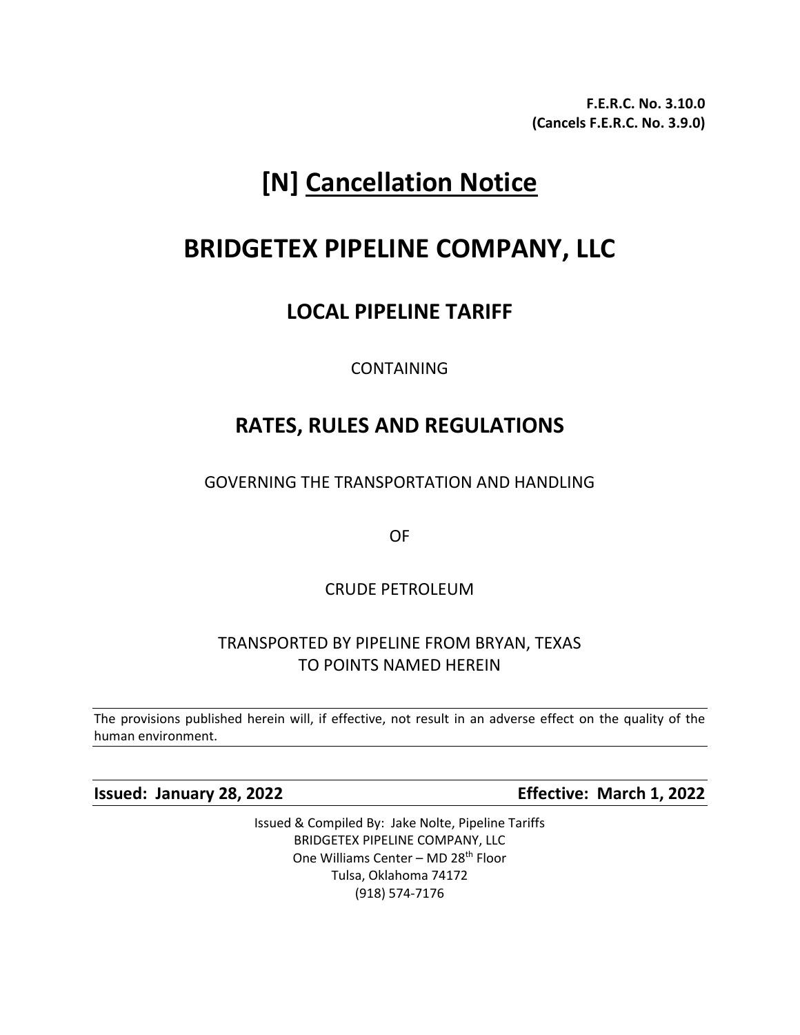**F.E.R.C. No. 3.10.0**
**(Cancels F.E.R.C. No. 3.9.0)**

# [N] <u>Cancellation Notice</u>

# BRIDGETEX PIPELINE COMPANY, LLC

## LOCAL PIPELINE TARIFF

CONTAINING

## RATES, RULES AND REGULATIONS

GOVERNING THE TRANSPORTATION AND HANDLING

OF

CRUDE PETROLEUM

TRANSPORTED BY PIPELINE FROM BRYAN, TEXAS
TO POINTS NAMED HEREIN

---

The provisions published herein will, if effective, not result in an adverse effect on the quality of the human environment.

---

**Issued: January 28, 2022** **Effective: March 1, 2022**

Issued & Compiled By: Jake Nolte, Pipeline Tariffs
BRIDGETEX PIPELINE COMPANY, LLC
One Williams Center – MD 28th Floor
Tulsa, Oklahoma 74172
(918) 574-7176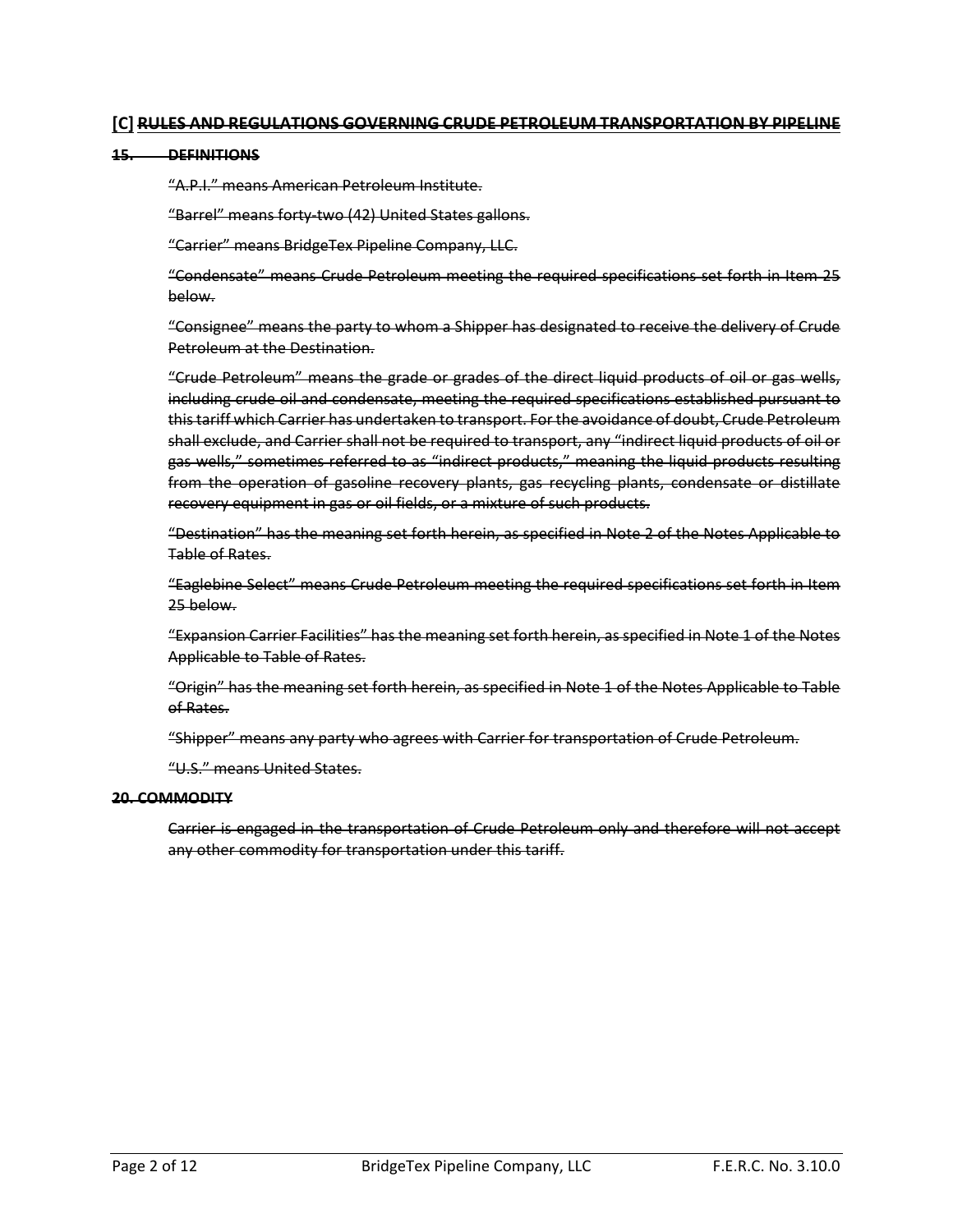## [C] ~~RULES AND REGULATIONS GOVERNING CRUDE PETROLEUM TRANSPORTATION BY PIPELINE~~

### ~~15. DEFINITIONS~~

~~"A.P.I." means American Petroleum Institute.~~

~~"Barrel" means forty-two (42) United States gallons.~~

~~"Carrier" means BridgeTex Pipeline Company, LLC.~~

~~"Condensate" means Crude Petroleum meeting the required specifications set forth in Item 25 below.~~

~~"Consignee" means the party to whom a Shipper has designated to receive the delivery of Crude Petroleum at the Destination.~~

~~"Crude Petroleum" means the grade or grades of the direct liquid products of oil or gas wells, including crude oil and condensate, meeting the required specifications established pursuant to this tariff which Carrier has undertaken to transport. For the avoidance of doubt, Crude Petroleum shall exclude, and Carrier shall not be required to transport, any "indirect liquid products of oil or gas wells," sometimes referred to as "indirect products," meaning the liquid products resulting from the operation of gasoline recovery plants, gas recycling plants, condensate or distillate recovery equipment in gas or oil fields, or a mixture of such products.~~

~~"Destination" has the meaning set forth herein, as specified in Note 2 of the Notes Applicable to Table of Rates.~~

~~"Eaglebine Select" means Crude Petroleum meeting the required specifications set forth in Item 25 below.~~

~~"Expansion Carrier Facilities" has the meaning set forth herein, as specified in Note 1 of the Notes Applicable to Table of Rates.~~

~~"Origin" has the meaning set forth herein, as specified in Note 1 of the Notes Applicable to Table of Rates.~~

~~"Shipper" means any party who agrees with Carrier for transportation of Crude Petroleum.~~

~~"U.S." means United States.~~

### ~~20. COMMODITY~~

~~Carrier is engaged in the transportation of Crude Petroleum only and therefore will not accept any other commodity for transportation under this tariff.~~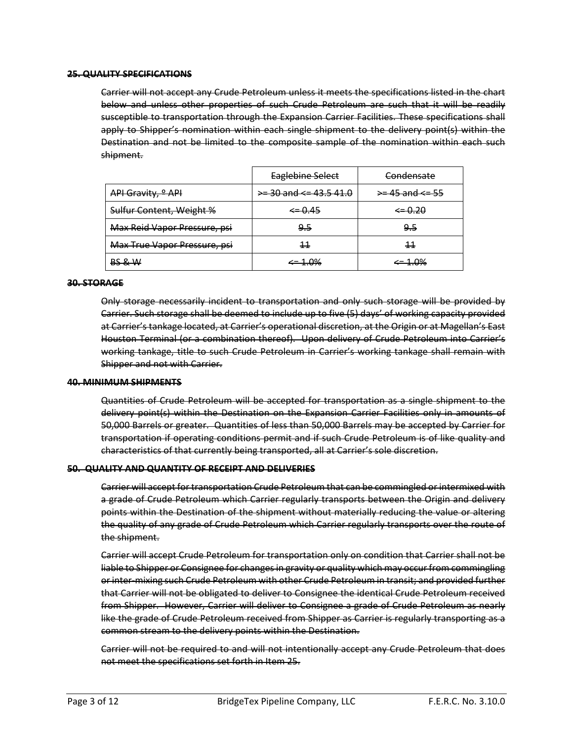**~~25. QUALITY SPECIFICATIONS~~**

~~Carrier will not accept any Crude Petroleum unless it meets the specifications listed in the chart below and unless other properties of such Crude Petroleum are such that it will be readily susceptible to transportation through the Expansion Carrier Facilities. These specifications shall apply to Shipper's nomination within each single shipment to the delivery point(s) within the Destination and not be limited to the composite sample of the nomination within each such shipment.~~

| | ~~Eaglebine Select~~ | ~~Condensate~~ |
|---|---|---|
| ~~API Gravity, º API~~ | ~~>= 30 and <= 43.5 41.0~~ | ~~>= 45 and <= 55~~ |
| ~~Sulfur Content, Weight %~~ | ~~<= 0.45~~ | ~~<= 0.20~~ |
| ~~Max Reid Vapor Pressure, psi~~ | ~~9.5~~ | ~~9.5~~ |
| ~~Max True Vapor Pressure, psi~~ | ~~11~~ | ~~11~~ |
| ~~BS & W~~ | ~~<= 1.0%~~ | ~~<= 1.0%~~ |

**~~30. STORAGE~~**

~~Only storage necessarily incident to transportation and only such storage will be provided by Carrier. Such storage shall be deemed to include up to five (5) days' of working capacity provided at Carrier's tankage located, at Carrier's operational discretion, at the Origin or at Magellan's East Houston Terminal (or a combination thereof). Upon delivery of Crude Petroleum into Carrier's working tankage, title to such Crude Petroleum in Carrier's working tankage shall remain with Shipper and not with Carrier.~~

**~~40. MINIMUM SHIPMENTS~~**

~~Quantities of Crude Petroleum will be accepted for transportation as a single shipment to the delivery point(s) within the Destination on the Expansion Carrier Facilities only in amounts of 50,000 Barrels or greater. Quantities of less than 50,000 Barrels may be accepted by Carrier for transportation if operating conditions permit and if such Crude Petroleum is of like quality and characteristics of that currently being transported, all at Carrier's sole discretion.~~

**~~50. QUALITY AND QUANTITY OF RECEIPT AND DELIVERIES~~**

~~Carrier will accept for transportation Crude Petroleum that can be commingled or intermixed with a grade of Crude Petroleum which Carrier regularly transports between the Origin and delivery points within the Destination of the shipment without materially reducing the value or altering the quality of any grade of Crude Petroleum which Carrier regularly transports over the route of the shipment.~~

~~Carrier will accept Crude Petroleum for transportation only on condition that Carrier shall not be liable to Shipper or Consignee for changes in gravity or quality which may occur from commingling or inter-mixing such Crude Petroleum with other Crude Petroleum in transit; and provided further that Carrier will not be obligated to deliver to Consignee the identical Crude Petroleum received from Shipper. However, Carrier will deliver to Consignee a grade of Crude Petroleum as nearly like the grade of Crude Petroleum received from Shipper as Carrier is regularly transporting as a common stream to the delivery points within the Destination.~~

~~Carrier will not be required to and will not intentionally accept any Crude Petroleum that does not meet the specifications set forth in Item 25.~~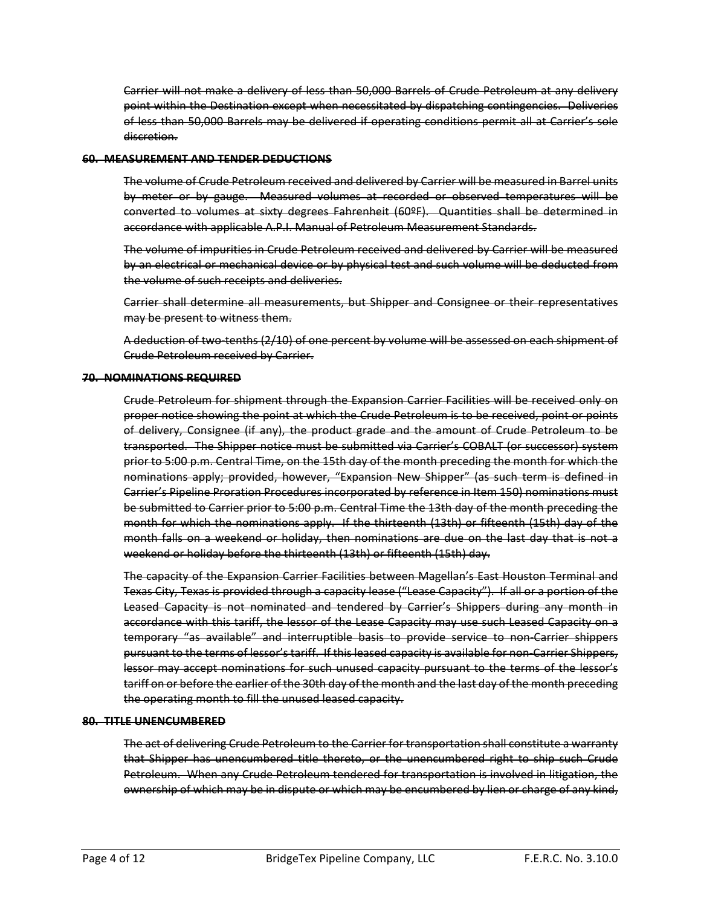~~Carrier will not make a delivery of less than 50,000 Barrels of Crude Petroleum at any delivery point within the Destination except when necessitated by dispatching contingencies. Deliveries of less than 50,000 Barrels may be delivered if operating conditions permit all at Carrier's sole discretion.~~

**~~60. MEASUREMENT AND TENDER DEDUCTIONS~~**

~~The volume of Crude Petroleum received and delivered by Carrier will be measured in Barrel units by meter or by gauge. Measured volumes at recorded or observed temperatures will be converted to volumes at sixty degrees Fahrenheit (60ºF). Quantities shall be determined in accordance with applicable A.P.I. Manual of Petroleum Measurement Standards.~~

~~The volume of impurities in Crude Petroleum received and delivered by Carrier will be measured by an electrical or mechanical device or by physical test and such volume will be deducted from the volume of such receipts and deliveries.~~

~~Carrier shall determine all measurements, but Shipper and Consignee or their representatives may be present to witness them.~~

~~A deduction of two-tenths (2/10) of one percent by volume will be assessed on each shipment of Crude Petroleum received by Carrier.~~

**~~70. NOMINATIONS REQUIRED~~**

~~Crude Petroleum for shipment through the Expansion Carrier Facilities will be received only on proper notice showing the point at which the Crude Petroleum is to be received, point or points of delivery, Consignee (if any), the product grade and the amount of Crude Petroleum to be transported. The Shipper notice must be submitted via Carrier's COBALT (or successor) system prior to 5:00 p.m. Central Time, on the 15th day of the month preceding the month for which the nominations apply; provided, however, "Expansion New Shipper" (as such term is defined in Carrier's Pipeline Proration Procedures incorporated by reference in Item 150) nominations must be submitted to Carrier prior to 5:00 p.m. Central Time the 13th day of the month preceding the month for which the nominations apply. If the thirteenth (13th) or fifteenth (15th) day of the month falls on a weekend or holiday, then nominations are due on the last day that is not a weekend or holiday before the thirteenth (13th) or fifteenth (15th) day.~~

~~The capacity of the Expansion Carrier Facilities between Magellan's East Houston Terminal and Texas City, Texas is provided through a capacity lease ("Lease Capacity"). If all or a portion of the Leased Capacity is not nominated and tendered by Carrier's Shippers during any month in accordance with this tariff, the lessor of the Lease Capacity may use such Leased Capacity on a temporary "as available" and interruptible basis to provide service to non-Carrier shippers pursuant to the terms of lessor's tariff. If this leased capacity is available for non-Carrier Shippers, lessor may accept nominations for such unused capacity pursuant to the terms of the lessor's tariff on or before the earlier of the 30th day of the month and the last day of the month preceding the operating month to fill the unused leased capacity.~~

**~~80. TITLE UNENCUMBERED~~**

~~The act of delivering Crude Petroleum to the Carrier for transportation shall constitute a warranty that Shipper has unencumbered title thereto, or the unencumbered right to ship such Crude Petroleum. When any Crude Petroleum tendered for transportation is involved in litigation, the ownership of which may be in dispute or which may be encumbered by lien or charge of any kind,~~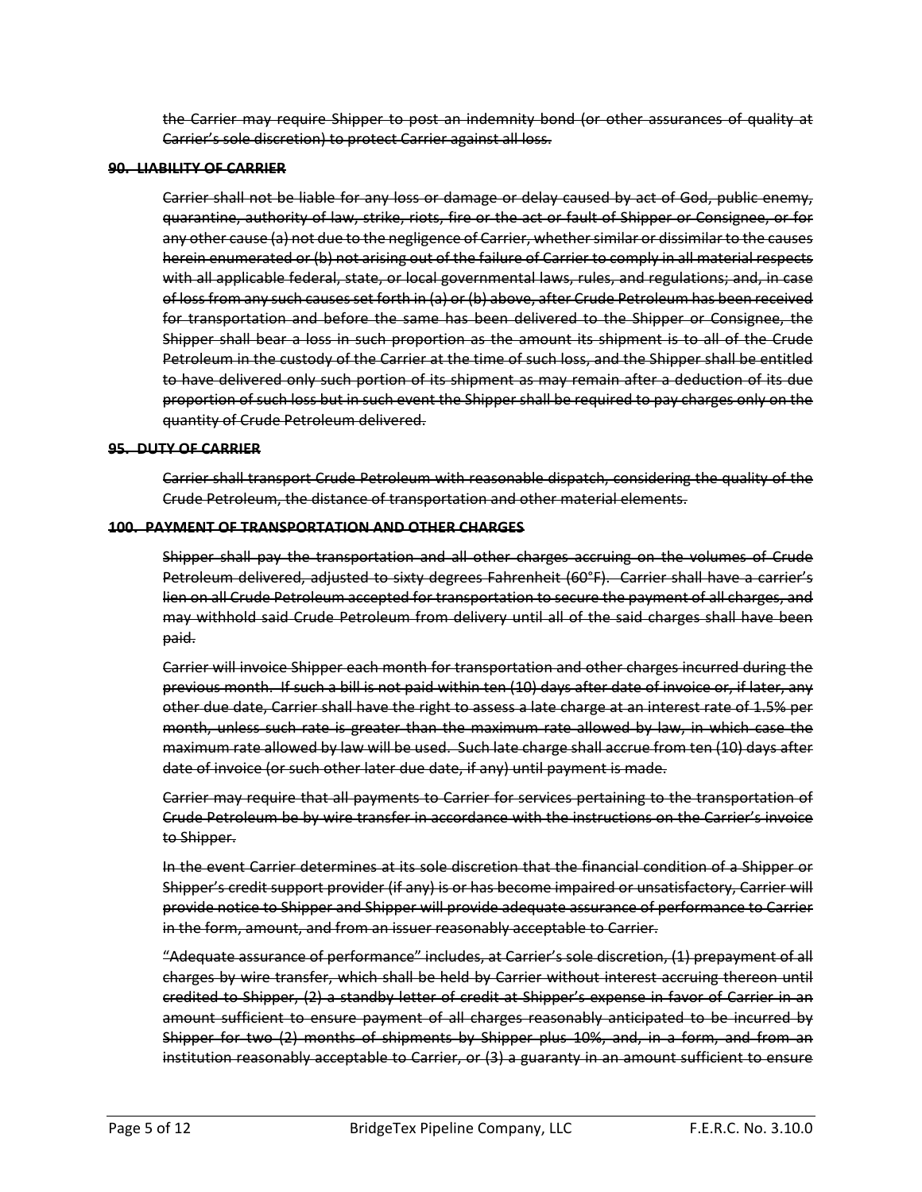~~the Carrier may require Shipper to post an indemnity bond (or other assurances of quality at Carrier's sole discretion) to protect Carrier against all loss.~~

**~~90. LIABILITY OF CARRIER~~**

~~Carrier shall not be liable for any loss or damage or delay caused by act of God, public enemy, quarantine, authority of law, strike, riots, fire or the act or fault of Shipper or Consignee, or for any other cause (a) not due to the negligence of Carrier, whether similar or dissimilar to the causes herein enumerated or (b) not arising out of the failure of Carrier to comply in all material respects with all applicable federal, state, or local governmental laws, rules, and regulations; and, in case of loss from any such causes set forth in (a) or (b) above, after Crude Petroleum has been received for transportation and before the same has been delivered to the Shipper or Consignee, the Shipper shall bear a loss in such proportion as the amount its shipment is to all of the Crude Petroleum in the custody of the Carrier at the time of such loss, and the Shipper shall be entitled to have delivered only such portion of its shipment as may remain after a deduction of its due proportion of such loss but in such event the Shipper shall be required to pay charges only on the quantity of Crude Petroleum delivered.~~

**~~95. DUTY OF CARRIER~~**

~~Carrier shall transport Crude Petroleum with reasonable dispatch, considering the quality of the Crude Petroleum, the distance of transportation and other material elements.~~

**~~100. PAYMENT OF TRANSPORTATION AND OTHER CHARGES~~**

~~Shipper shall pay the transportation and all other charges accruing on the volumes of Crude Petroleum delivered, adjusted to sixty degrees Fahrenheit (60°F). Carrier shall have a carrier's lien on all Crude Petroleum accepted for transportation to secure the payment of all charges, and may withhold said Crude Petroleum from delivery until all of the said charges shall have been paid.~~

~~Carrier will invoice Shipper each month for transportation and other charges incurred during the previous month. If such a bill is not paid within ten (10) days after date of invoice or, if later, any other due date, Carrier shall have the right to assess a late charge at an interest rate of 1.5% per month, unless such rate is greater than the maximum rate allowed by law, in which case the maximum rate allowed by law will be used. Such late charge shall accrue from ten (10) days after date of invoice (or such other later due date, if any) until payment is made.~~

~~Carrier may require that all payments to Carrier for services pertaining to the transportation of Crude Petroleum be by wire transfer in accordance with the instructions on the Carrier's invoice to Shipper.~~

~~In the event Carrier determines at its sole discretion that the financial condition of a Shipper or Shipper's credit support provider (if any) is or has become impaired or unsatisfactory, Carrier will provide notice to Shipper and Shipper will provide adequate assurance of performance to Carrier in the form, amount, and from an issuer reasonably acceptable to Carrier.~~

~~"Adequate assurance of performance" includes, at Carrier's sole discretion, (1) prepayment of all charges by wire transfer, which shall be held by Carrier without interest accruing thereon until credited to Shipper, (2) a standby letter of credit at Shipper's expense in favor of Carrier in an amount sufficient to ensure payment of all charges reasonably anticipated to be incurred by Shipper for two (2) months of shipments by Shipper plus 10%, and, in a form, and from an institution reasonably acceptable to Carrier, or (3) a guaranty in an amount sufficient to ensure~~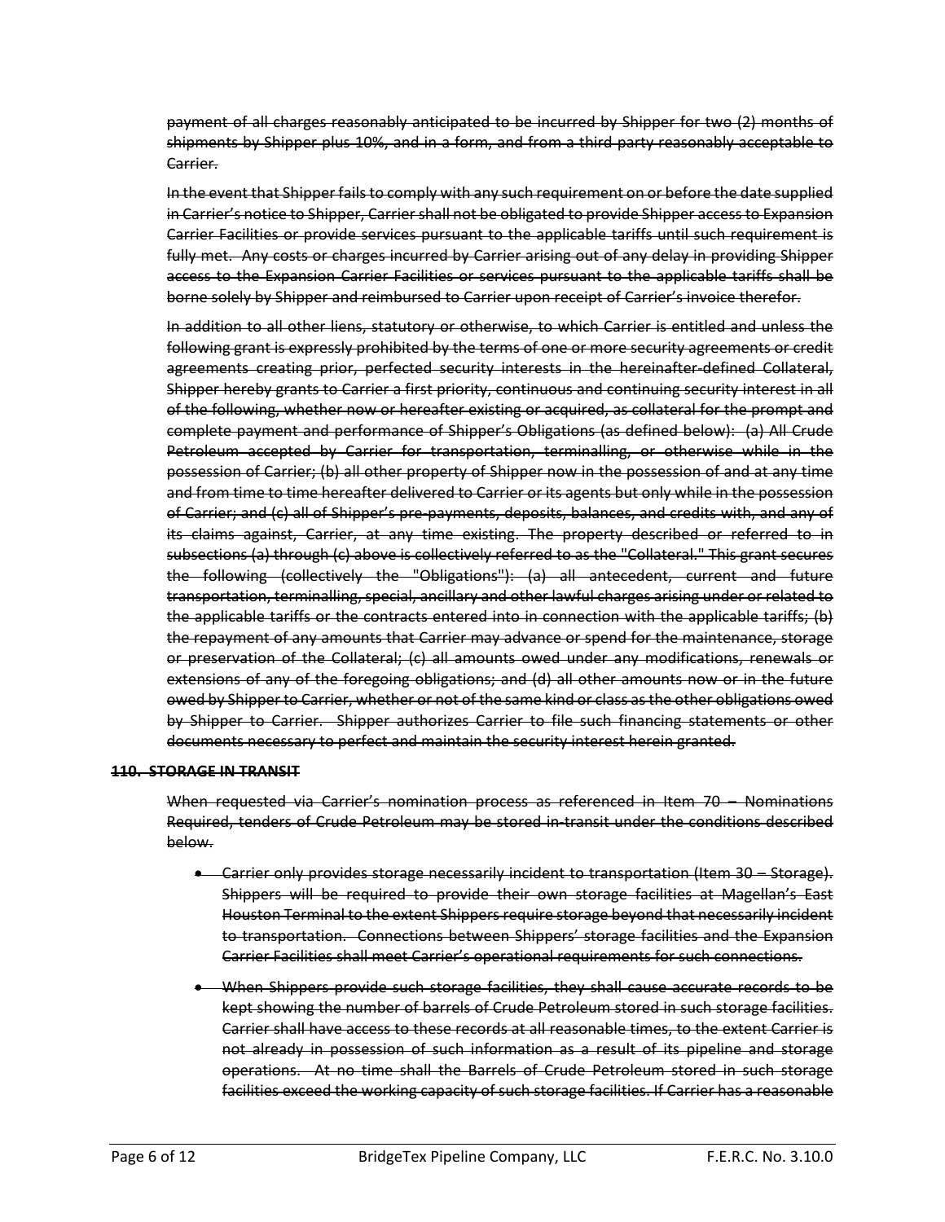~~payment of all charges reasonably anticipated to be incurred by Shipper for two (2) months of shipments by Shipper plus 10%, and in a form, and from a third party reasonably acceptable to Carrier.~~

~~In the event that Shipper fails to comply with any such requirement on or before the date supplied in Carrier's notice to Shipper, Carrier shall not be obligated to provide Shipper access to Expansion Carrier Facilities or provide services pursuant to the applicable tariffs until such requirement is fully met. Any costs or charges incurred by Carrier arising out of any delay in providing Shipper access to the Expansion Carrier Facilities or services pursuant to the applicable tariffs shall be borne solely by Shipper and reimbursed to Carrier upon receipt of Carrier's invoice therefor.~~

~~In addition to all other liens, statutory or otherwise, to which Carrier is entitled and unless the following grant is expressly prohibited by the terms of one or more security agreements or credit agreements creating prior, perfected security interests in the hereinafter-defined Collateral, Shipper hereby grants to Carrier a first priority, continuous and continuing security interest in all of the following, whether now or hereafter existing or acquired, as collateral for the prompt and complete payment and performance of Shipper's Obligations (as defined below): (a) All Crude Petroleum accepted by Carrier for transportation, terminalling, or otherwise while in the possession of Carrier; (b) all other property of Shipper now in the possession of and at any time and from time to time hereafter delivered to Carrier or its agents but only while in the possession of Carrier; and (c) all of Shipper's pre-payments, deposits, balances, and credits with, and any of its claims against, Carrier, at any time existing. The property described or referred to in subsections (a) through (c) above is collectively referred to as the "Collateral." This grant secures the following (collectively the "Obligations"): (a) all antecedent, current and future transportation, terminalling, special, ancillary and other lawful charges arising under or related to the applicable tariffs or the contracts entered into in connection with the applicable tariffs; (b) the repayment of any amounts that Carrier may advance or spend for the maintenance, storage or preservation of the Collateral; (c) all amounts owed under any modifications, renewals or extensions of any of the foregoing obligations; and (d) all other amounts now or in the future owed by Shipper to Carrier, whether or not of the same kind or class as the other obligations owed by Shipper to Carrier. Shipper authorizes Carrier to file such financing statements or other documents necessary to perfect and maintain the security interest herein granted.~~

**~~110. STORAGE IN TRANSIT~~**

~~When requested via Carrier's nomination process as referenced in Item 70 – Nominations Required, tenders of Crude Petroleum may be stored in-transit under the conditions described below.~~

- ~~Carrier only provides storage necessarily incident to transportation (Item 30 – Storage). Shippers will be required to provide their own storage facilities at Magellan's East Houston Terminal to the extent Shippers require storage beyond that necessarily incident to transportation. Connections between Shippers' storage facilities and the Expansion Carrier Facilities shall meet Carrier's operational requirements for such connections.~~
- ~~When Shippers provide such storage facilities, they shall cause accurate records to be kept showing the number of barrels of Crude Petroleum stored in such storage facilities. Carrier shall have access to these records at all reasonable times, to the extent Carrier is not already in possession of such information as a result of its pipeline and storage operations. At no time shall the Barrels of Crude Petroleum stored in such storage facilities exceed the working capacity of such storage facilities. If Carrier has a reasonable~~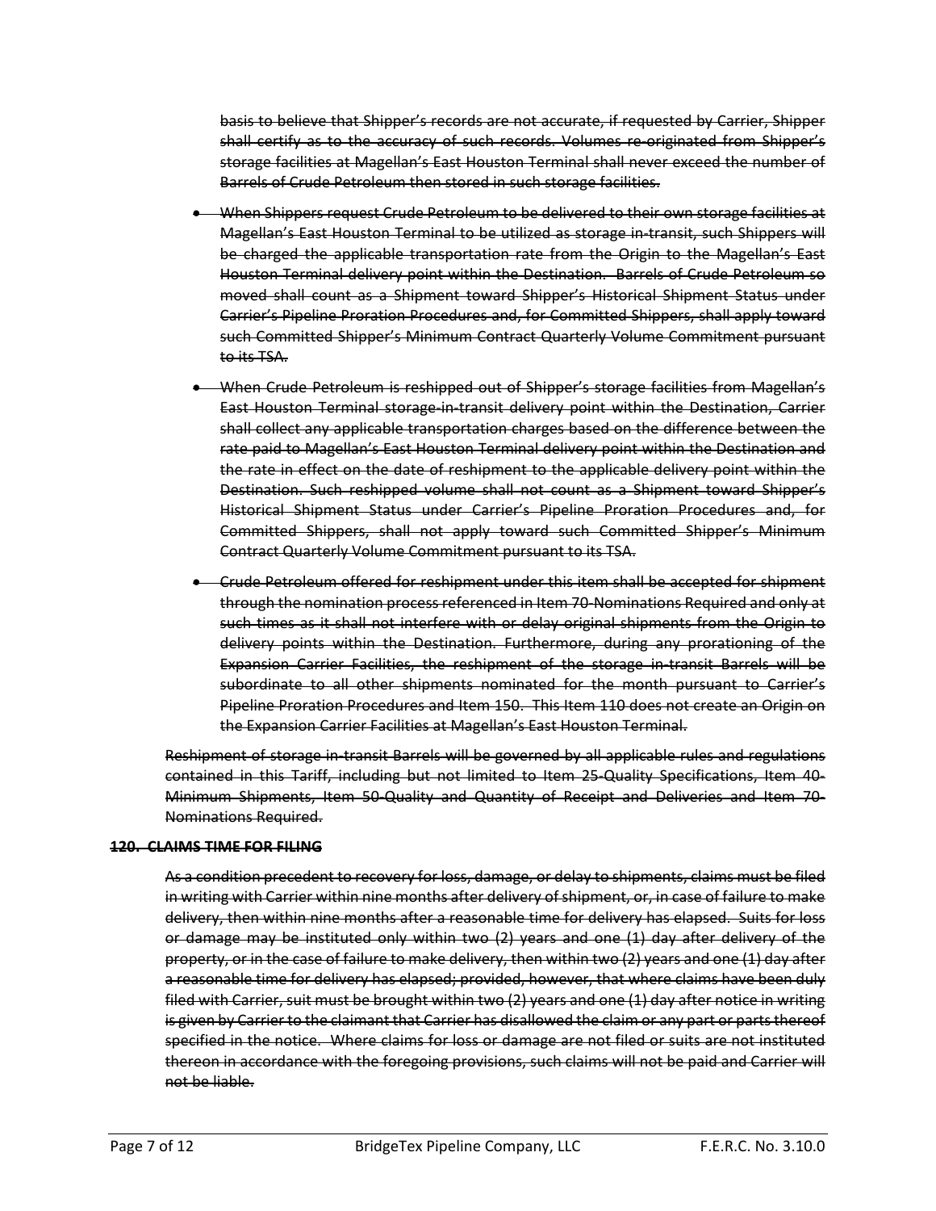~~basis to believe that Shipper's records are not accurate, if requested by Carrier, Shipper shall certify as to the accuracy of such records. Volumes re-originated from Shipper's storage facilities at Magellan's East Houston Terminal shall never exceed the number of Barrels of Crude Petroleum then stored in such storage facilities.~~

- ~~When Shippers request Crude Petroleum to be delivered to their own storage facilities at Magellan's East Houston Terminal to be utilized as storage in-transit, such Shippers will be charged the applicable transportation rate from the Origin to the Magellan's East Houston Terminal delivery point within the Destination. Barrels of Crude Petroleum so moved shall count as a Shipment toward Shipper's Historical Shipment Status under Carrier's Pipeline Proration Procedures and, for Committed Shippers, shall apply toward such Committed Shipper's Minimum Contract Quarterly Volume Commitment pursuant to its TSA.~~

- ~~When Crude Petroleum is reshipped out of Shipper's storage facilities from Magellan's East Houston Terminal storage-in-transit delivery point within the Destination, Carrier shall collect any applicable transportation charges based on the difference between the rate paid to Magellan's East Houston Terminal delivery point within the Destination and the rate in effect on the date of reshipment to the applicable delivery point within the Destination. Such reshipped volume shall not count as a Shipment toward Shipper's Historical Shipment Status under Carrier's Pipeline Proration Procedures and, for Committed Shippers, shall not apply toward such Committed Shipper's Minimum Contract Quarterly Volume Commitment pursuant to its TSA.~~

- ~~Crude Petroleum offered for reshipment under this item shall be accepted for shipment through the nomination process referenced in Item 70-Nominations Required and only at such times as it shall not interfere with or delay original shipments from the Origin to delivery points within the Destination. Furthermore, during any prorationing of the Expansion Carrier Facilities, the reshipment of the storage in-transit Barrels will be subordinate to all other shipments nominated for the month pursuant to Carrier's Pipeline Proration Procedures and Item 150. This Item 110 does not create an Origin on the Expansion Carrier Facilities at Magellan's East Houston Terminal.~~

~~Reshipment of storage in-transit Barrels will be governed by all applicable rules and regulations contained in this Tariff, including but not limited to Item 25-Quality Specifications, Item 40-Minimum Shipments, Item 50-Quality and Quantity of Receipt and Deliveries and Item 70-Nominations Required.~~

**~~120. CLAIMS TIME FOR FILING~~**

~~As a condition precedent to recovery for loss, damage, or delay to shipments, claims must be filed in writing with Carrier within nine months after delivery of shipment, or, in case of failure to make delivery, then within nine months after a reasonable time for delivery has elapsed. Suits for loss or damage may be instituted only within two (2) years and one (1) day after delivery of the property, or in the case of failure to make delivery, then within two (2) years and one (1) day after a reasonable time for delivery has elapsed; provided, however, that where claims have been duly filed with Carrier, suit must be brought within two (2) years and one (1) day after notice in writing is given by Carrier to the claimant that Carrier has disallowed the claim or any part or parts thereof specified in the notice. Where claims for loss or damage are not filed or suits are not instituted thereon in accordance with the foregoing provisions, such claims will not be paid and Carrier will not be liable.~~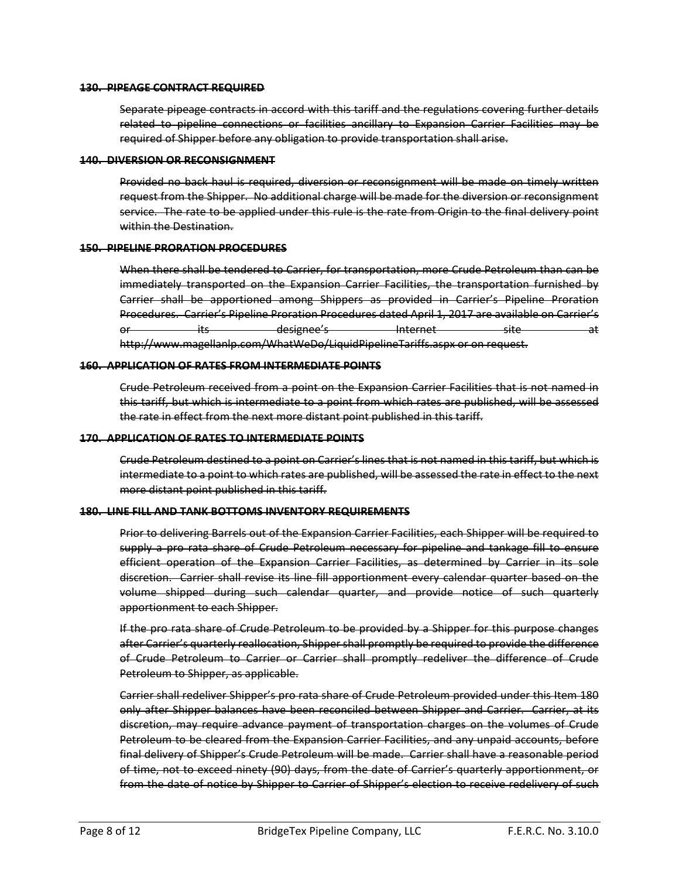**~~130. PIPEAGE CONTRACT REQUIRED~~**

~~Separate pipeage contracts in accord with this tariff and the regulations covering further details related to pipeline connections or facilities ancillary to Expansion Carrier Facilities may be required of Shipper before any obligation to provide transportation shall arise.~~

**~~140. DIVERSION OR RECONSIGNMENT~~**

~~Provided no back haul is required, diversion or reconsignment will be made on timely written request from the Shipper. No additional charge will be made for the diversion or reconsignment service. The rate to be applied under this rule is the rate from Origin to the final delivery point within the Destination.~~

**~~150. PIPELINE PRORATION PROCEDURES~~**

~~When there shall be tendered to Carrier, for transportation, more Crude Petroleum than can be immediately transported on the Expansion Carrier Facilities, the transportation furnished by Carrier shall be apportioned among Shippers as provided in Carrier's Pipeline Proration Procedures. Carrier's Pipeline Proration Procedures dated April 1, 2017 are available on Carrier's or its designee's Internet site at http://www.magellanlp.com/WhatWeDo/LiquidPipelineTariffs.aspx or on request.~~

**~~160. APPLICATION OF RATES FROM INTERMEDIATE POINTS~~**

~~Crude Petroleum received from a point on the Expansion Carrier Facilities that is not named in this tariff, but which is intermediate to a point from which rates are published, will be assessed the rate in effect from the next more distant point published in this tariff.~~

**~~170. APPLICATION OF RATES TO INTERMEDIATE POINTS~~**

~~Crude Petroleum destined to a point on Carrier's lines that is not named in this tariff, but which is intermediate to a point to which rates are published, will be assessed the rate in effect to the next more distant point published in this tariff.~~

**~~180. LINE FILL AND TANK BOTTOMS INVENTORY REQUIREMENTS~~**

~~Prior to delivering Barrels out of the Expansion Carrier Facilities, each Shipper will be required to supply a pro rata share of Crude Petroleum necessary for pipeline and tankage fill to ensure efficient operation of the Expansion Carrier Facilities, as determined by Carrier in its sole discretion. Carrier shall revise its line fill apportionment every calendar quarter based on the volume shipped during such calendar quarter, and provide notice of such quarterly apportionment to each Shipper.~~

~~If the pro rata share of Crude Petroleum to be provided by a Shipper for this purpose changes after Carrier's quarterly reallocation, Shipper shall promptly be required to provide the difference of Crude Petroleum to Carrier or Carrier shall promptly redeliver the difference of Crude Petroleum to Shipper, as applicable.~~

~~Carrier shall redeliver Shipper's pro rata share of Crude Petroleum provided under this Item 180 only after Shipper balances have been reconciled between Shipper and Carrier. Carrier, at its discretion, may require advance payment of transportation charges on the volumes of Crude Petroleum to be cleared from the Expansion Carrier Facilities, and any unpaid accounts, before final delivery of Shipper's Crude Petroleum will be made. Carrier shall have a reasonable period of time, not to exceed ninety (90) days, from the date of Carrier's quarterly apportionment, or from the date of notice by Shipper to Carrier of Shipper's election to receive redelivery of such~~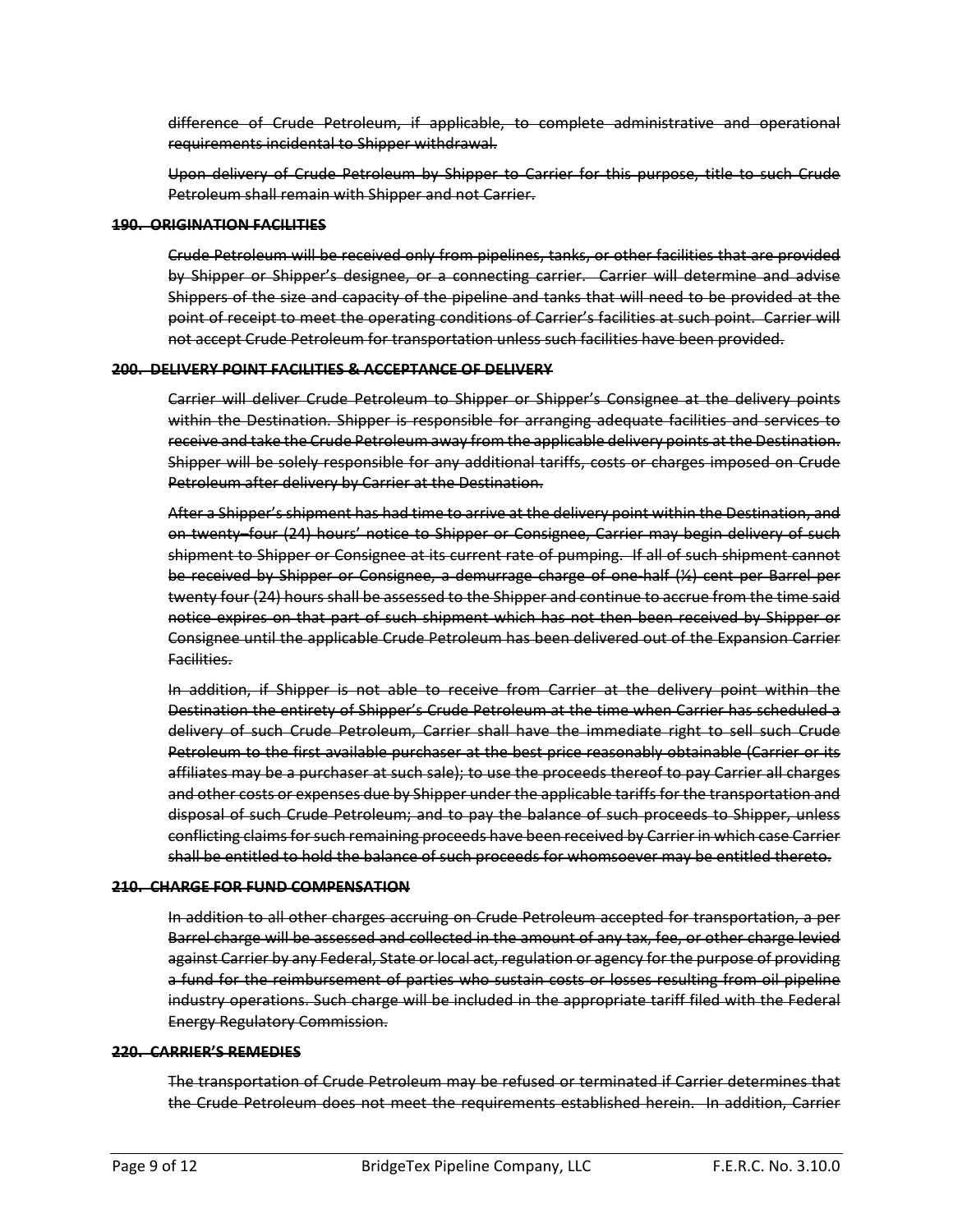~~difference of Crude Petroleum, if applicable, to complete administrative and operational requirements incidental to Shipper withdrawal.~~

~~Upon delivery of Crude Petroleum by Shipper to Carrier for this purpose, title to such Crude Petroleum shall remain with Shipper and not Carrier.~~

**~~190. ORIGINATION FACILITIES~~**

~~Crude Petroleum will be received only from pipelines, tanks, or other facilities that are provided by Shipper or Shipper's designee, or a connecting carrier. Carrier will determine and advise Shippers of the size and capacity of the pipeline and tanks that will need to be provided at the point of receipt to meet the operating conditions of Carrier's facilities at such point. Carrier will not accept Crude Petroleum for transportation unless such facilities have been provided.~~

**~~200. DELIVERY POINT FACILITIES & ACCEPTANCE OF DELIVERY~~**

~~Carrier will deliver Crude Petroleum to Shipper or Shipper's Consignee at the delivery points within the Destination. Shipper is responsible for arranging adequate facilities and services to receive and take the Crude Petroleum away from the applicable delivery points at the Destination. Shipper will be solely responsible for any additional tariffs, costs or charges imposed on Crude Petroleum after delivery by Carrier at the Destination.~~

~~After a Shipper's shipment has had time to arrive at the delivery point within the Destination, and on twenty–four (24) hours' notice to Shipper or Consignee, Carrier may begin delivery of such shipment to Shipper or Consignee at its current rate of pumping. If all of such shipment cannot be received by Shipper or Consignee, a demurrage charge of one-half (½) cent per Barrel per twenty four (24) hours shall be assessed to the Shipper and continue to accrue from the time said notice expires on that part of such shipment which has not then been received by Shipper or Consignee until the applicable Crude Petroleum has been delivered out of the Expansion Carrier Facilities.~~

~~In addition, if Shipper is not able to receive from Carrier at the delivery point within the Destination the entirety of Shipper's Crude Petroleum at the time when Carrier has scheduled a delivery of such Crude Petroleum, Carrier shall have the immediate right to sell such Crude Petroleum to the first available purchaser at the best price reasonably obtainable (Carrier or its affiliates may be a purchaser at such sale); to use the proceeds thereof to pay Carrier all charges and other costs or expenses due by Shipper under the applicable tariffs for the transportation and disposal of such Crude Petroleum; and to pay the balance of such proceeds to Shipper, unless conflicting claims for such remaining proceeds have been received by Carrier in which case Carrier shall be entitled to hold the balance of such proceeds for whomsoever may be entitled thereto.~~

**~~210. CHARGE FOR FUND COMPENSATION~~**

~~In addition to all other charges accruing on Crude Petroleum accepted for transportation, a per Barrel charge will be assessed and collected in the amount of any tax, fee, or other charge levied against Carrier by any Federal, State or local act, regulation or agency for the purpose of providing a fund for the reimbursement of parties who sustain costs or losses resulting from oil pipeline industry operations. Such charge will be included in the appropriate tariff filed with the Federal Energy Regulatory Commission.~~

**~~220. CARRIER'S REMEDIES~~**

~~The transportation of Crude Petroleum may be refused or terminated if Carrier determines that the Crude Petroleum does not meet the requirements established herein. In addition, Carrier~~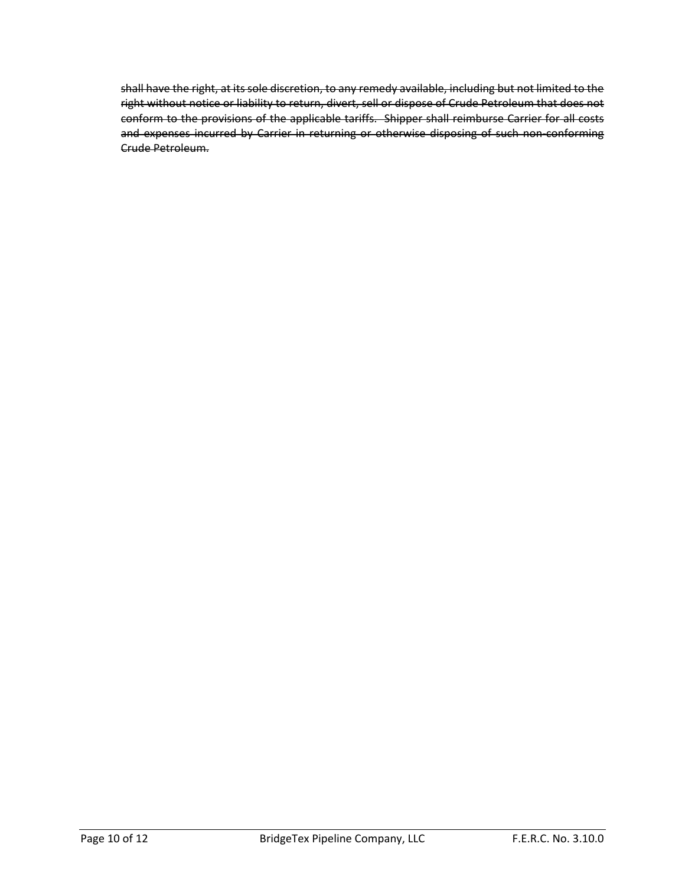~~shall have the right, at its sole discretion, to any remedy available, including but not limited to the right without notice or liability to return, divert, sell or dispose of Crude Petroleum that does not conform to the provisions of the applicable tariffs. Shipper shall reimburse Carrier for all costs and expenses incurred by Carrier in returning or otherwise disposing of such non-conforming Crude Petroleum.~~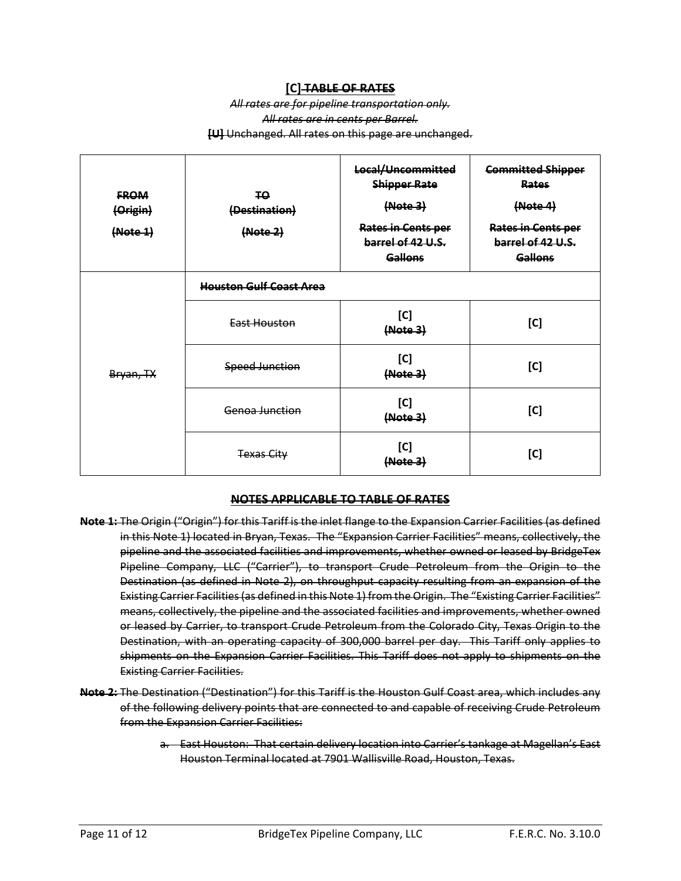## [C] ~~TABLE OF RATES~~

*~~All rates are for pipeline transportation only.~~*

*~~All rates are in cents per Barrel.~~*

**~~[U]~~** ~~Unchanged. All rates on this page are unchanged.~~

| ~~FROM (Origin) (Note 1)~~ | ~~TO (Destination) (Note 2)~~ | ~~Local/Uncommitted Shipper Rate (Note 3) Rates in Cents per barrel of 42 U.S. Gallons~~ | ~~Committed Shipper Rates (Note 4) Rates in Cents per barrel of 42 U.S. Gallons~~ |
|---|---|---|---|
| ~~Bryan, TX~~ | ~~Houston Gulf Coast Area~~ | | |
| | ~~East Houston~~ | [C] ~~(Note 3)~~ | [C] |
| | ~~Speed Junction~~ | [C] ~~(Note 3)~~ | [C] |
| | ~~Genoa Junction~~ | [C] ~~(Note 3)~~ | [C] |
| | ~~Texas City~~ | [C] ~~(Note 3)~~ | [C] |

### ~~NOTES APPLICABLE TO TABLE OF RATES~~

**~~Note 1:~~** ~~The Origin ("Origin") for this Tariff is the inlet flange to the Expansion Carrier Facilities (as defined in this Note 1) located in Bryan, Texas. The "Expansion Carrier Facilities" means, collectively, the pipeline and the associated facilities and improvements, whether owned or leased by BridgeTex Pipeline Company, LLC ("Carrier"), to transport Crude Petroleum from the Origin to the Destination (as defined in Note 2), on throughput capacity resulting from an expansion of the Existing Carrier Facilities (as defined in this Note 1) from the Origin. The "Existing Carrier Facilities" means, collectively, the pipeline and the associated facilities and improvements, whether owned or leased by Carrier, to transport Crude Petroleum from the Colorado City, Texas Origin to the Destination, with an operating capacity of 300,000 barrel per day. This Tariff only applies to shipments on the Expansion Carrier Facilities. This Tariff does not apply to shipments on the Existing Carrier Facilities.~~

**~~Note 2:~~** ~~The Destination ("Destination") for this Tariff is the Houston Gulf Coast area, which includes any of the following delivery points that are connected to and capable of receiving Crude Petroleum from the Expansion Carrier Facilities:~~

a. ~~East Houston: That certain delivery location into Carrier's tankage at Magellan's East Houston Terminal located at 7901 Wallisville Road, Houston, Texas.~~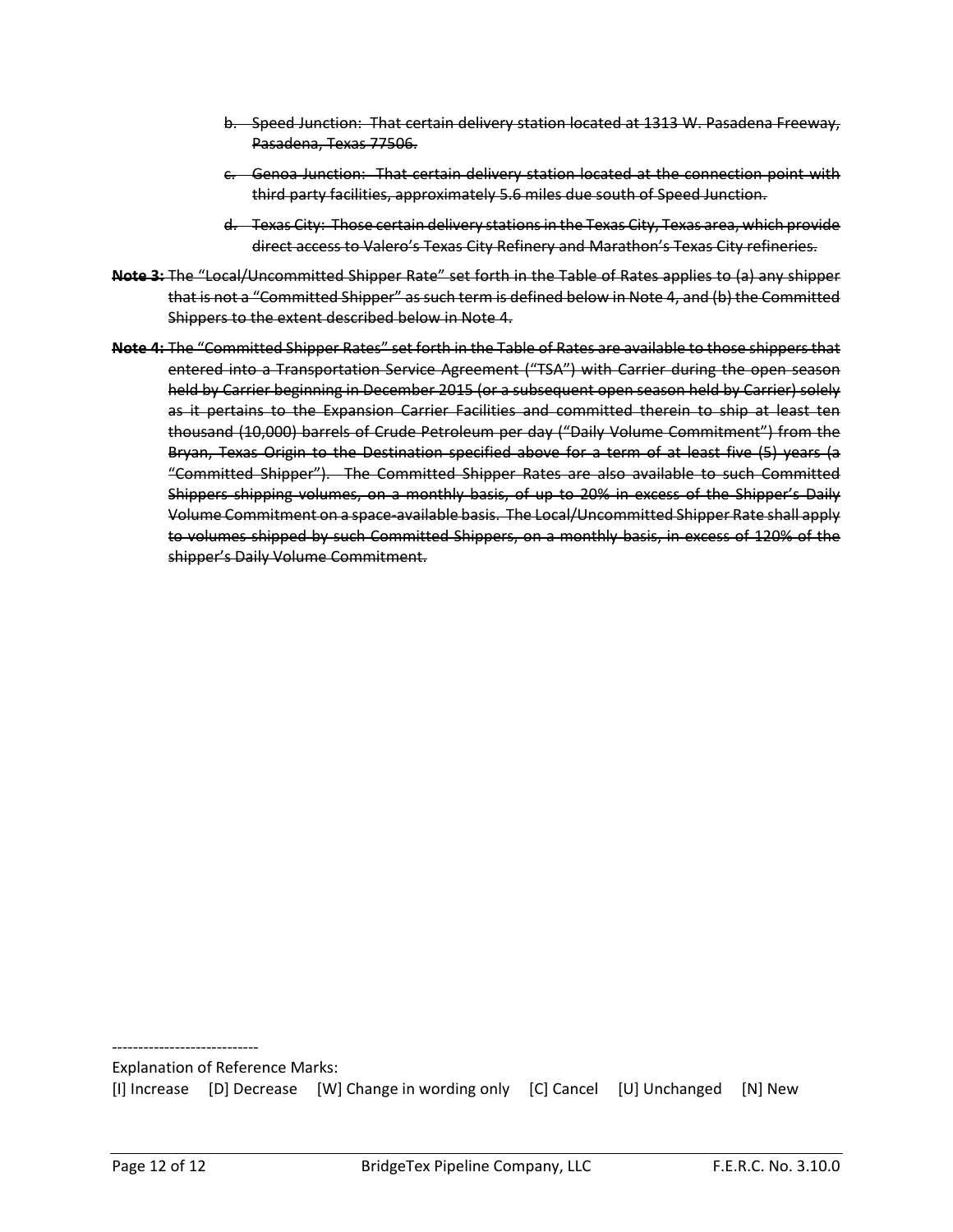b. ~~Speed Junction: That certain delivery station located at 1313 W. Pasadena Freeway, Pasadena, Texas 77506.~~

c. ~~Genoa Junction: That certain delivery station located at the connection point with third party facilities, approximately 5.6 miles due south of Speed Junction.~~

d. ~~Texas City: Those certain delivery stations in the Texas City, Texas area, which provide direct access to Valero's Texas City Refinery and Marathon's Texas City refineries.~~

~~**Note 3:** The "Local/Uncommitted Shipper Rate" set forth in the Table of Rates applies to (a) any shipper that is not a "Committed Shipper" as such term is defined below in Note 4, and (b) the Committed Shippers to the extent described below in Note 4.~~

~~**Note 4:** The "Committed Shipper Rates" set forth in the Table of Rates are available to those shippers that entered into a Transportation Service Agreement ("TSA") with Carrier during the open season held by Carrier beginning in December 2015 (or a subsequent open season held by Carrier) solely as it pertains to the Expansion Carrier Facilities and committed therein to ship at least ten thousand (10,000) barrels of Crude Petroleum per day ("Daily Volume Commitment") from the Bryan, Texas Origin to the Destination specified above for a term of at least five (5) years (a "Committed Shipper"). The Committed Shipper Rates are also available to such Committed Shippers shipping volumes, on a monthly basis, of up to 20% in excess of the Shipper's Daily Volume Commitment on a space-available basis. The Local/Uncommitted Shipper Rate shall apply to volumes shipped by such Committed Shippers, on a monthly basis, in excess of 120% of the shipper's Daily Volume Commitment.~~

---------------------------

Explanation of Reference Marks:

[I] Increase [D] Decrease [W] Change in wording only [C] Cancel [U] Unchanged [N] New